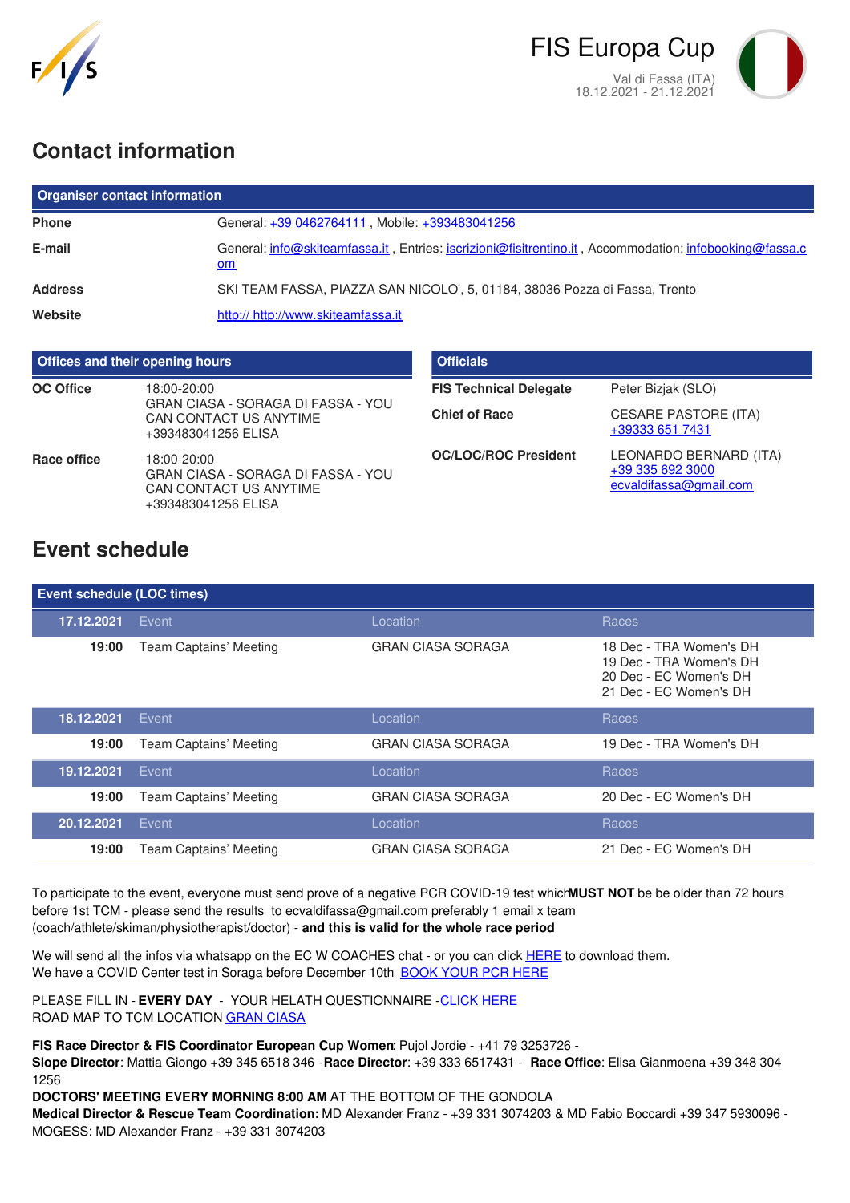FIS Europa Cup

Val di Fassa (ITA)
18.12.2021 - 21.12.2021

## Contact information

| Organiser contact information | |
|---|---|
| **Phone** | General: +39 0462764111 , Mobile: +393483041256 |
| **E-mail** | General: info@skiteamfassa.it , Entries: iscrizioni@fisitrentino.it , Accommodation: infobooking@fassa.com |
| **Address** | SKI TEAM FASSA, PIAZZA SAN NICOLO', 5, 01184, 38036 Pozza di Fassa, Trento |
| **Website** | http:// http://www.skiteamfassa.it |

| Offices and their opening hours | |
|---|---|
| **OC Office** | 18:00-20:00 GRAN CIASA - SORAGA DI FASSA - YOU CAN CONTACT US ANYTIME +393483041256 ELISA |
| **Race office** | 18:00-20:00 GRAN CIASA - SORAGA DI FASSA - YOU CAN CONTACT US ANYTIME +393483041256 ELISA |

| Officials | |
|---|---|
| **FIS Technical Delegate** | Peter Bizjak (SLO) |
| **Chief of Race** | CESARE PASTORE (ITA) +39333 651 7431 |
| **OC/LOC/ROC President** | LEONARDO BERNARD (ITA) +39 335 692 3000 ecvaldifassa@gmail.com |

## Event schedule

| **17.12.2021** | Event | Location | Races |
|---|---|---|---|
| **19:00** | Team Captains' Meeting | GRAN CIASA SORAGA | 18 Dec - TRA Women's DH<br>19 Dec - TRA Women's DH<br>20 Dec - EC Women's DH<br>21 Dec - EC Women's DH |
| **18.12.2021** | Event | Location | Races |
| **19:00** | Team Captains' Meeting | GRAN CIASA SORAGA | 19 Dec - TRA Women's DH |
| **19.12.2021** | Event | Location | Races |
| **19:00** | Team Captains' Meeting | GRAN CIASA SORAGA | 20 Dec - EC Women's DH |
| **20.12.2021** | Event | Location | Races |
| **19:00** | Team Captains' Meeting | GRAN CIASA SORAGA | 21 Dec - EC Women's DH |

To participate to the event, everyone must send prove of a negative PCR COVID-19 test which **MUST NOT** be be older than 72 hours before 1st TCM - please send the results to ecvaldifassa@gmail.com preferably 1 email x team (coach/athlete/skiman/physiotherapist/doctor) - **and this is valid for the whole race period**

We will send all the infos via whatsapp on the EC W COACHES chat - or you can click HERE to download them.
We have a COVID Center test in Soraga before December 10th BOOK YOUR PCR HERE

PLEASE FILL IN - **EVERY DAY** - YOUR HELATH QUESTIONNAIRE -CLICK HERE
ROAD MAP TO TCM LOCATION GRAN CIASA

**FIS Race Director & FIS Coordinator European Cup Women**: Pujol Jordie - +41 79 3253726 -
**Slope Director**: Mattia Giongo +39 345 6518 346 - **Race Director**: +39 333 6517431 - **Race Office**: Elisa Gianmoena +39 348 304 1256
**DOCTORS' MEETING EVERY MORNING 8:00 AM** AT THE BOTTOM OF THE GONDOLA
**Medical Director & Rescue Team Coordination:** MD Alexander Franz - +39 331 3074203 & MD Fabio Boccardi +39 347 5930096 - MOGESS: MD Alexander Franz - +39 331 3074203